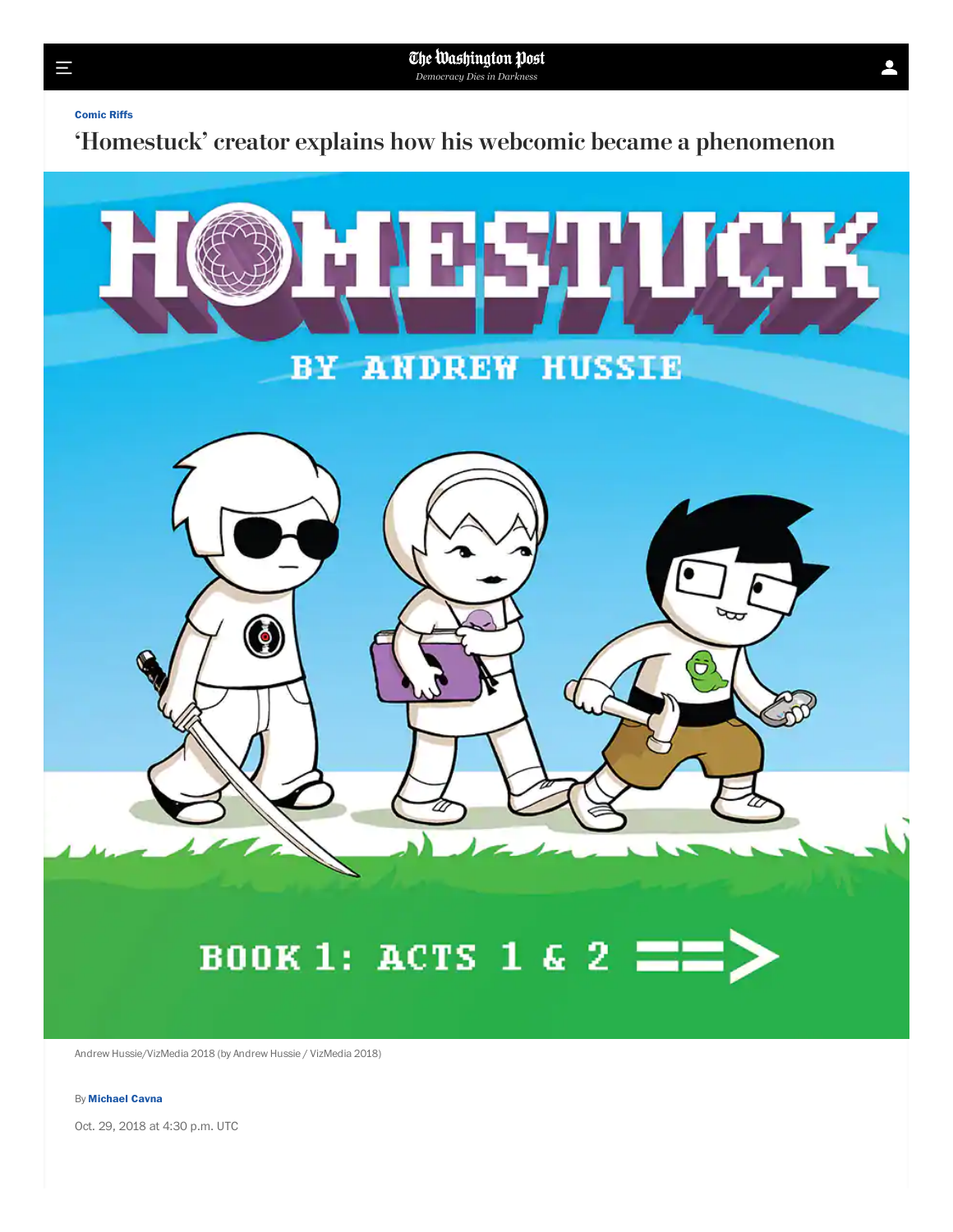Comic Riffs

# ‘Homestuck’ creator explains how his webcomic became a phenomenon

Andrew Hussie/VizMedia 2018 (by Andrew Hussie / VizMedia 2018)

By **Michael Cavna**

Oct. 29, 2018 at 4:30 p.m. UTC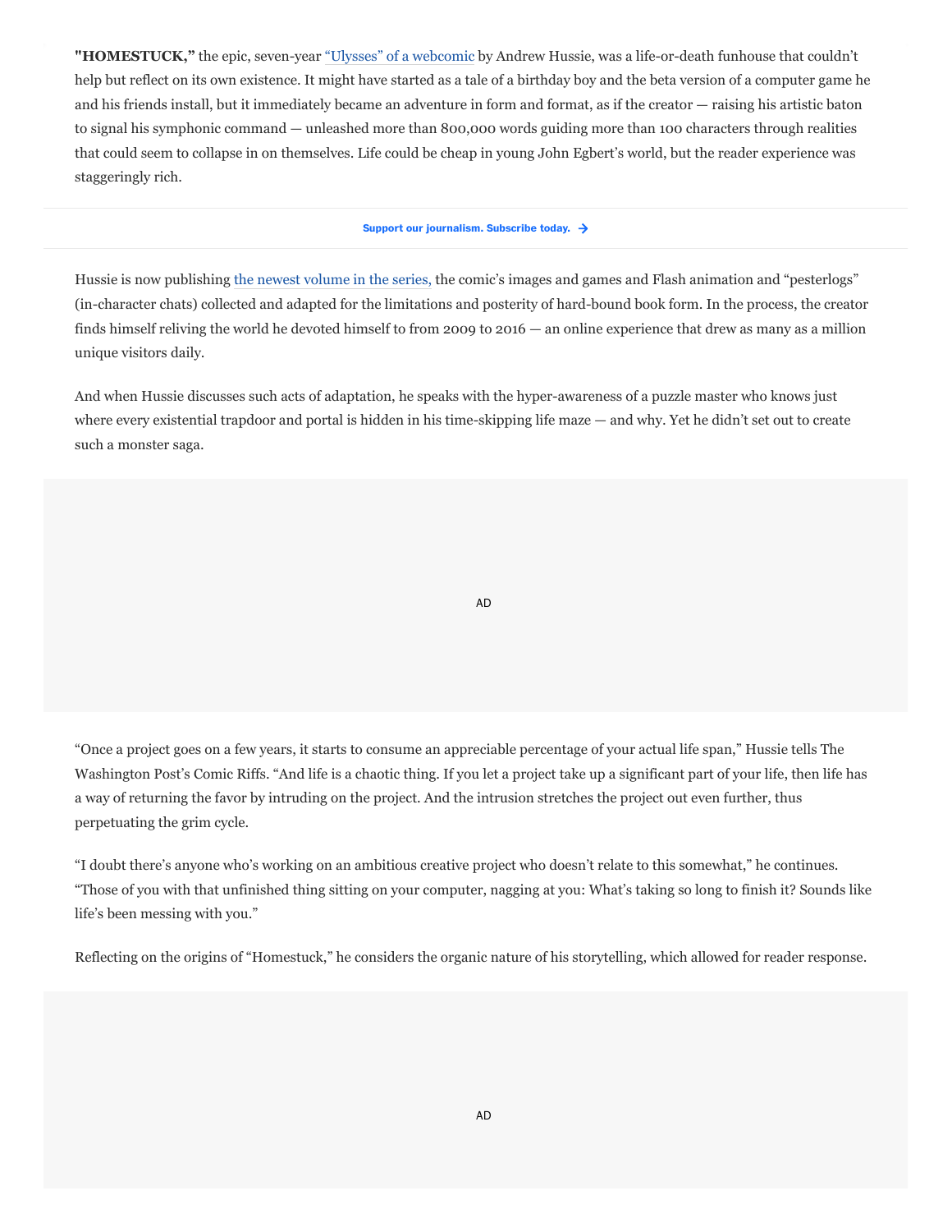**"HOMESTUCK,"** the epic, seven-year "Ulysses" of a webcomic by Andrew Hussie, was a life-or-death funhouse that couldn't help but reflect on its own existence. It might have started as a tale of a birthday boy and the beta version of a computer game he and his friends install, but it immediately became an adventure in form and format, as if the creator — raising his artistic baton to signal his symphonic command — unleashed more than 800,000 words guiding more than 100 characters through realities that could seem to collapse in on themselves. Life could be cheap in young John Egbert's world, but the reader experience was staggeringly rich.

Hussie is now publishing the newest volume in the series, the comic's images and games and Flash animation and "pesterlogs" (in-character chats) collected and adapted for the limitations and posterity of hard-bound book form. In the process, the creator finds himself reliving the world he devoted himself to from 2009 to 2016 — an online experience that drew as many as a million unique visitors daily.

And when Hussie discusses such acts of adaptation, he speaks with the hyper-awareness of a puzzle master who knows just where every existential trapdoor and portal is hidden in his time-skipping life maze — and why. Yet he didn't set out to create such a monster saga.

"Once a project goes on a few years, it starts to consume an appreciable percentage of your actual life span," Hussie tells The Washington Post's Comic Riffs. "And life is a chaotic thing. If you let a project take up a significant part of your life, then life has a way of returning the favor by intruding on the project. And the intrusion stretches the project out even further, thus perpetuating the grim cycle.

"I doubt there's anyone who's working on an ambitious creative project who doesn't relate to this somewhat," he continues. "Those of you with that unfinished thing sitting on your computer, nagging at you: What's taking so long to finish it? Sounds like life's been messing with you."

Reflecting on the origins of "Homestuck," he considers the organic nature of his storytelling, which allowed for reader response.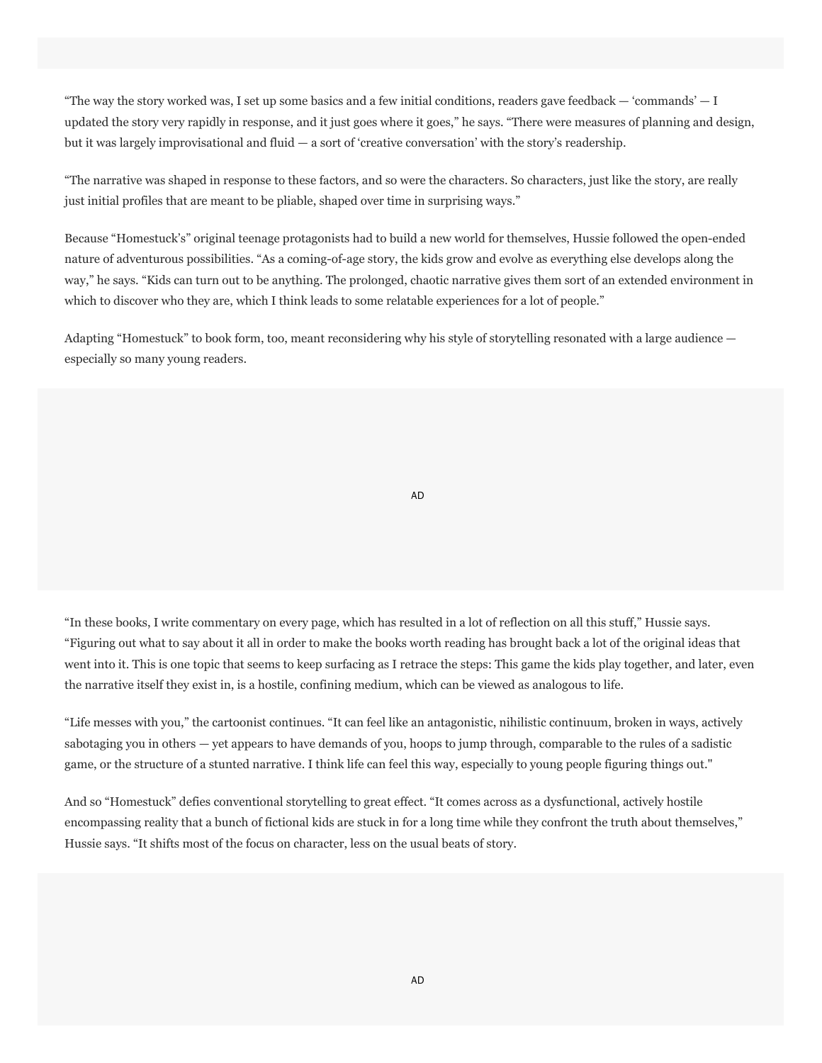“The way the story worked was, I set up some basics and a few initial conditions, readers gave feedback — ‘commands’ — I updated the story very rapidly in response, and it just goes where it goes,” he says. “There were measures of planning and design, but it was largely improvisational and fluid — a sort of ‘creative conversation’ with the story’s readership.

“The narrative was shaped in response to these factors, and so were the characters. So characters, just like the story, are really just initial profiles that are meant to be pliable, shaped over time in surprising ways.”

Because “Homestuck’s” original teenage protagonists had to build a new world for themselves, Hussie followed the open-ended nature of adventurous possibilities. “As a coming-of-age story, the kids grow and evolve as everything else develops along the way,” he says. “Kids can turn out to be anything. The prolonged, chaotic narrative gives them sort of an extended environment in which to discover who they are, which I think leads to some relatable experiences for a lot of people.”

Adapting “Homestuck” to book form, too, meant reconsidering why his style of storytelling resonated with a large audience — especially so many young readers.

“In these books, I write commentary on every page, which has resulted in a lot of reflection on all this stuff,” Hussie says. “Figuring out what to say about it all in order to make the books worth reading has brought back a lot of the original ideas that went into it. This is one topic that seems to keep surfacing as I retrace the steps: This game the kids play together, and later, even the narrative itself they exist in, is a hostile, confining medium, which can be viewed as analogous to life.

“Life messes with you,” the cartoonist continues. “It can feel like an antagonistic, nihilistic continuum, broken in ways, actively sabotaging you in others — yet appears to have demands of you, hoops to jump through, comparable to the rules of a sadistic game, or the structure of a stunted narrative. I think life can feel this way, especially to young people figuring things out."

And so “Homestuck” defies conventional storytelling to great effect. “It comes across as a dysfunctional, actively hostile encompassing reality that a bunch of fictional kids are stuck in for a long time while they confront the truth about themselves,” Hussie says. “It shifts most of the focus on character, less on the usual beats of story.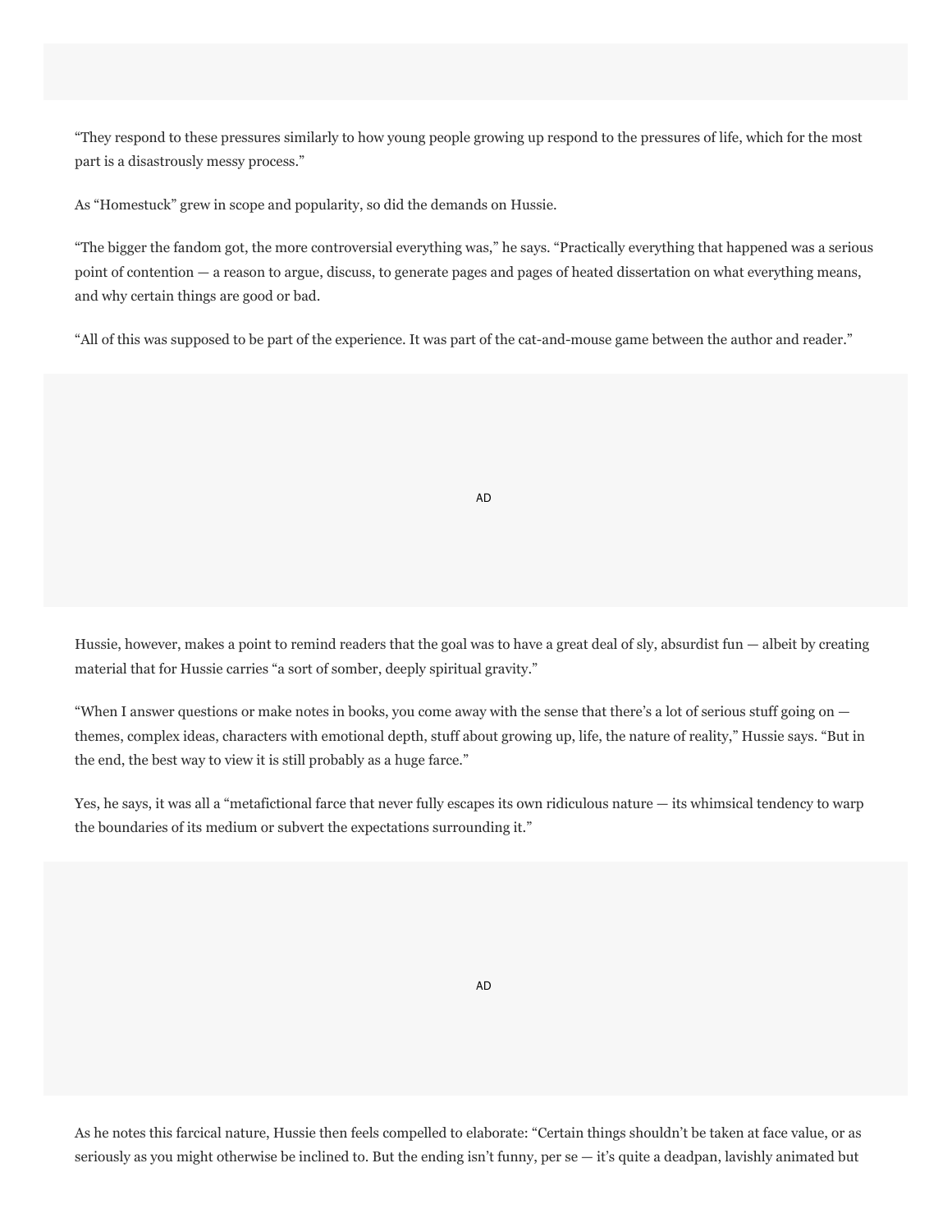“They respond to these pressures similarly to how young people growing up respond to the pressures of life, which for the most part is a disastrously messy process.”

As “Homestuck” grew in scope and popularity, so did the demands on Hussie.

“The bigger the fandom got, the more controversial everything was,” he says. “Practically everything that happened was a serious point of contention — a reason to argue, discuss, to generate pages and pages of heated dissertation on what everything means, and why certain things are good or bad.

“All of this was supposed to be part of the experience. It was part of the cat-and-mouse game between the author and reader.”

Hussie, however, makes a point to remind readers that the goal was to have a great deal of sly, absurdist fun — albeit by creating material that for Hussie carries “a sort of somber, deeply spiritual gravity.”

“When I answer questions or make notes in books, you come away with the sense that there’s a lot of serious stuff going on — themes, complex ideas, characters with emotional depth, stuff about growing up, life, the nature of reality,” Hussie says. “But in the end, the best way to view it is still probably as a huge farce.”

Yes, he says, it was all a “metafictional farce that never fully escapes its own ridiculous nature — its whimsical tendency to warp the boundaries of its medium or subvert the expectations surrounding it.”

As he notes this farcical nature, Hussie then feels compelled to elaborate: “Certain things shouldn’t be taken at face value, or as seriously as you might otherwise be inclined to. But the ending isn’t funny, per se — it’s quite a deadpan, lavishly animated but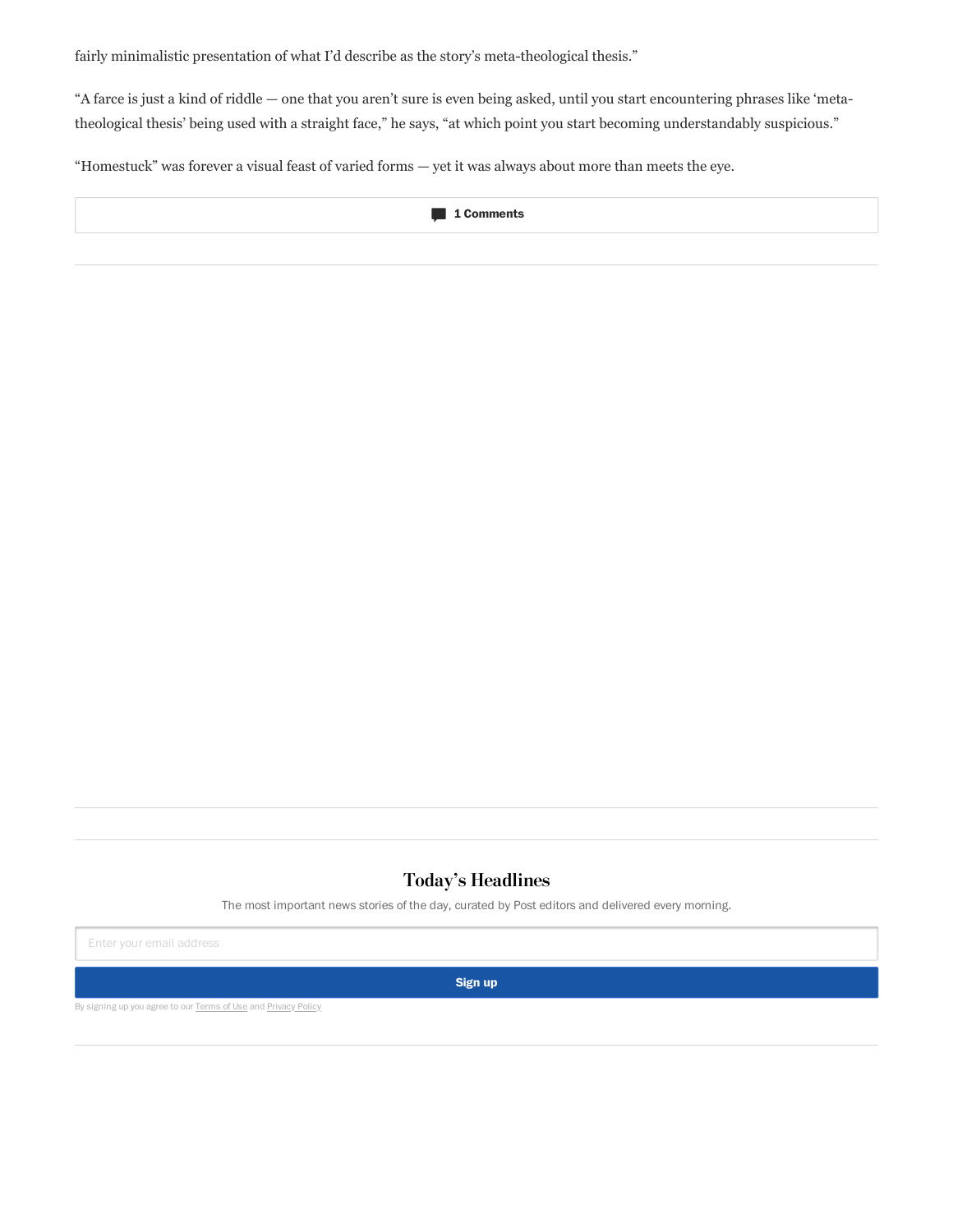fairly minimalistic presentation of what I'd describe as the story's meta-theological thesis."

"A farce is just a kind of riddle — one that you aren't sure is even being asked, until you start encountering phrases like 'meta-theological thesis' being used with a straight face," he says, "at which point you start becoming understandably suspicious."

"Homestuck" was forever a visual feast of varied forms — yet it was always about more than meets the eye.

1 Comments

## Today's Headlines

The most important news stories of the day, curated by Post editors and delivered every morning.

Enter your email address

Sign up

By signing up you agree to our Terms of Use and Privacy Policy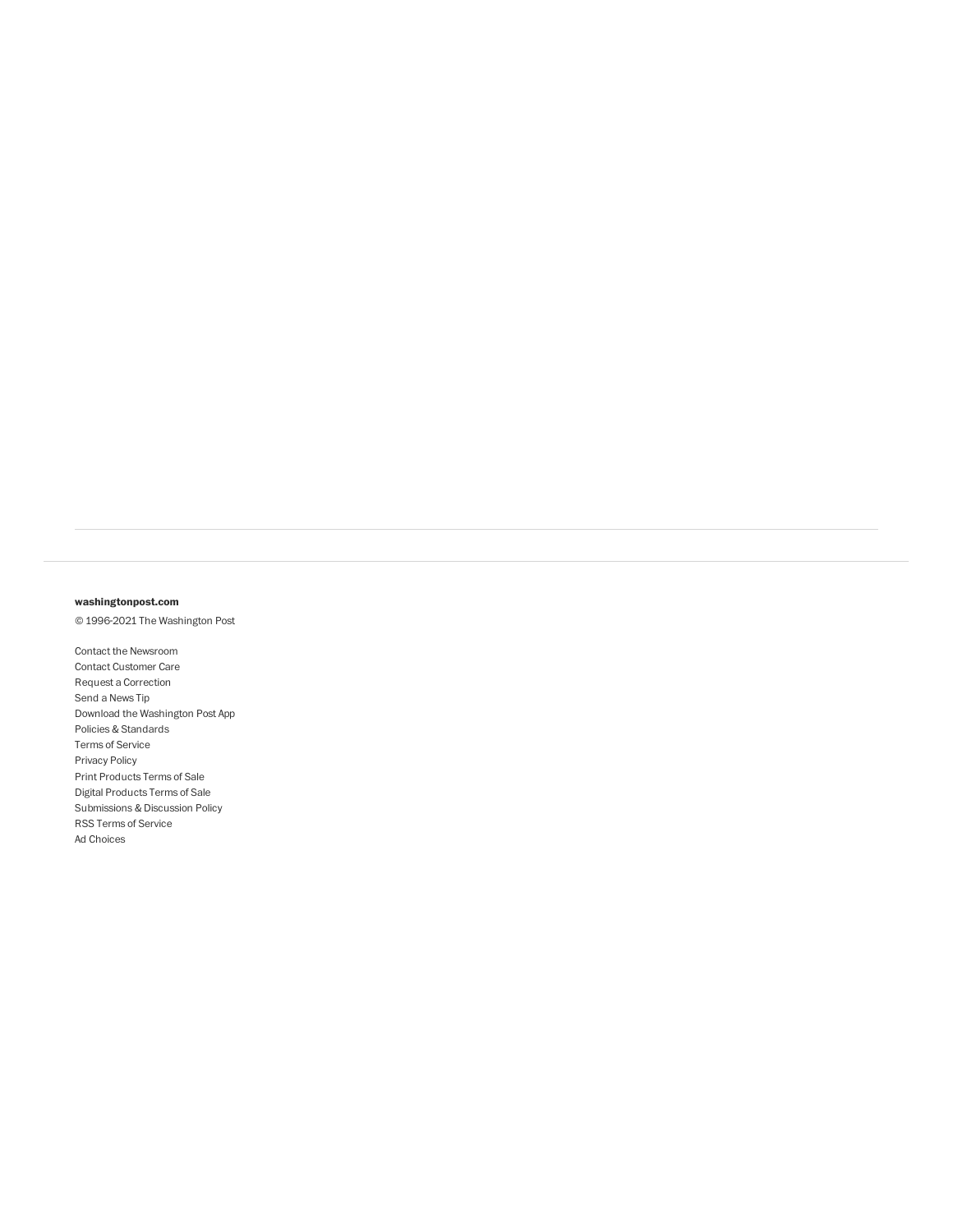**washingtonpost.com**

© 1996-2021 The Washington Post

Contact the Newsroom
Contact Customer Care
Request a Correction
Send a News Tip
Download the Washington Post App
Policies & Standards
Terms of Service
Privacy Policy
Print Products Terms of Sale
Digital Products Terms of Sale
Submissions & Discussion Policy
RSS Terms of Service
Ad Choices